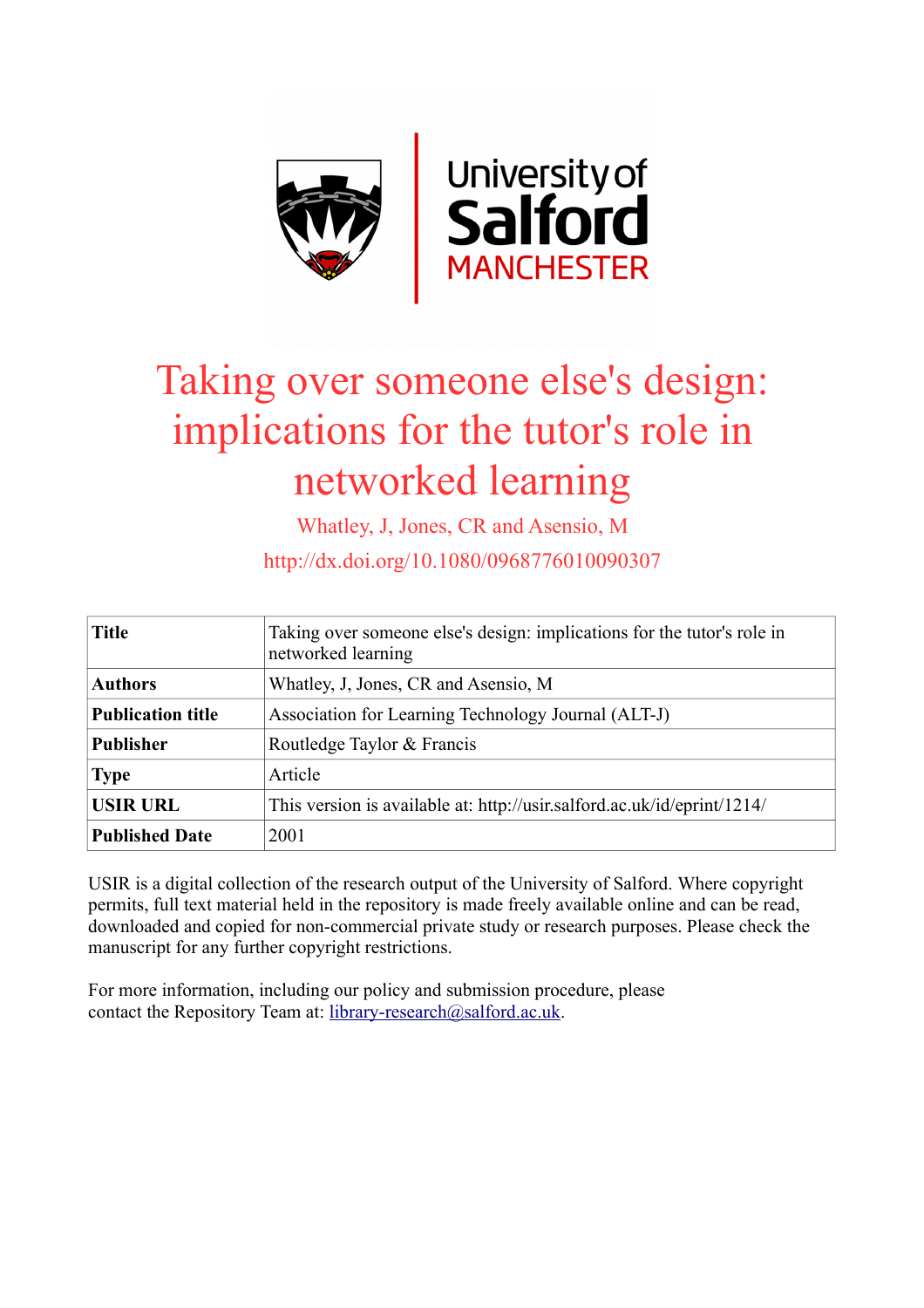# Taking over someone else's design: implications for the tutor's role in networked learning

Whatley, J, Jones, CR and Asensio, M

http://dx.doi.org/10.1080/0968776010090307

| **Title** | Taking over someone else's design: implications for the tutor's role in networked learning |
|---|---|
| **Authors** | Whatley, J, Jones, CR and Asensio, M |
| **Publication title** | Association for Learning Technology Journal (ALT-J) |
| **Publisher** | Routledge Taylor & Francis |
| **Type** | Article |
| **USIR URL** | This version is available at: http://usir.salford.ac.uk/id/eprint/1214/ |
| **Published Date** | 2001 |

USIR is a digital collection of the research output of the University of Salford. Where copyright permits, full text material held in the repository is made freely available online and can be read, downloaded and copied for non-commercial private study or research purposes. Please check the manuscript for any further copyright restrictions.

For more information, including our policy and submission procedure, please contact the Repository Team at: library-research@salford.ac.uk.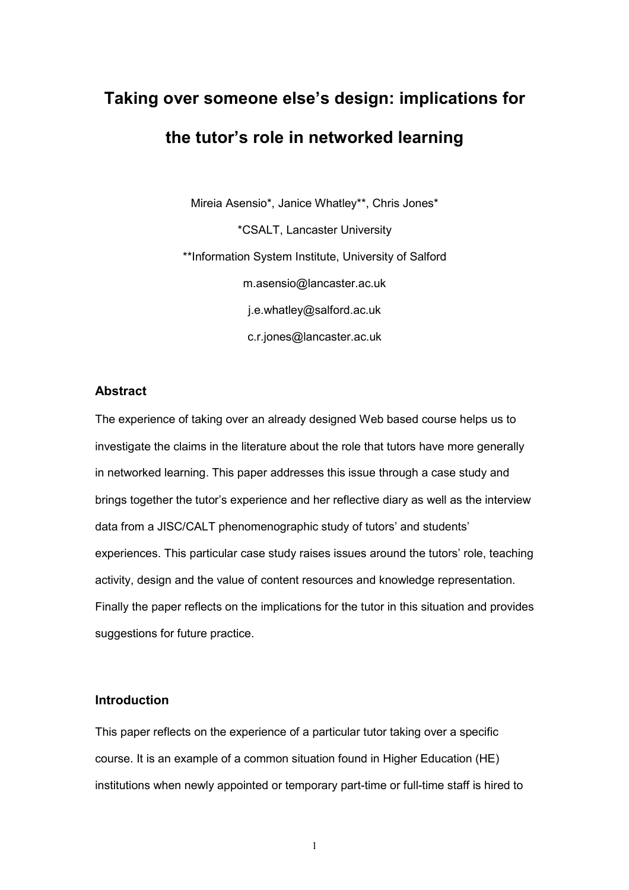# Taking over someone else's design: implications for the tutor's role in networked learning

Mireia Asensio*, Janice Whatley**, Chris Jones*

*CSALT, Lancaster University

**Information System Institute, University of Salford

m.asensio@lancaster.ac.uk

j.e.whatley@salford.ac.uk

c.r.jones@lancaster.ac.uk

## Abstract

The experience of taking over an already designed Web based course helps us to investigate the claims in the literature about the role that tutors have more generally in networked learning. This paper addresses this issue through a case study and brings together the tutor's experience and her reflective diary as well as the interview data from a JISC/CALT phenomenographic study of tutors' and students' experiences. This particular case study raises issues around the tutors' role, teaching activity, design and the value of content resources and knowledge representation. Finally the paper reflects on the implications for the tutor in this situation and provides suggestions for future practice.

## Introduction

This paper reflects on the experience of a particular tutor taking over a specific course. It is an example of a common situation found in Higher Education (HE) institutions when newly appointed or temporary part-time or full-time staff is hired to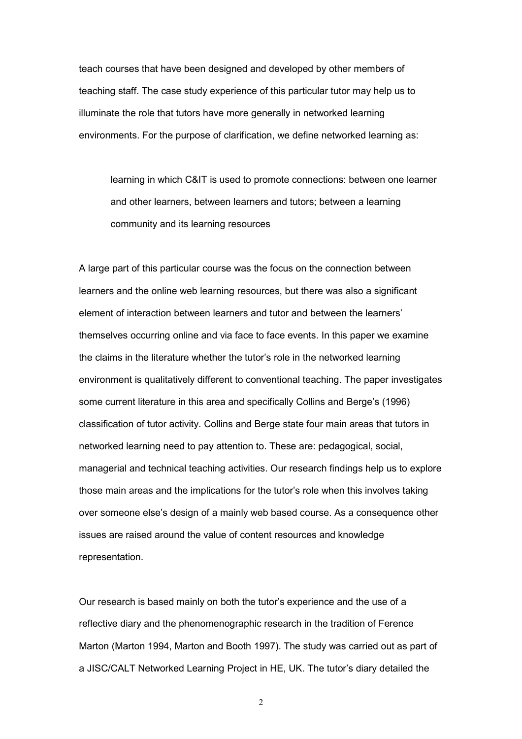teach courses that have been designed and developed by other members of teaching staff. The case study experience of this particular tutor may help us to illuminate the role that tutors have more generally in networked learning environments. For the purpose of clarification, we define networked learning as:

> learning in which C&IT is used to promote connections: between one learner and other learners, between learners and tutors; between a learning community and its learning resources

A large part of this particular course was the focus on the connection between learners and the online web learning resources, but there was also a significant element of interaction between learners and tutor and between the learners' themselves occurring online and via face to face events. In this paper we examine the claims in the literature whether the tutor's role in the networked learning environment is qualitatively different to conventional teaching. The paper investigates some current literature in this area and specifically Collins and Berge's (1996) classification of tutor activity. Collins and Berge state four main areas that tutors in networked learning need to pay attention to. These are: pedagogical, social, managerial and technical teaching activities. Our research findings help us to explore those main areas and the implications for the tutor's role when this involves taking over someone else's design of a mainly web based course. As a consequence other issues are raised around the value of content resources and knowledge representation.

Our research is based mainly on both the tutor's experience and the use of a reflective diary and the phenomenographic research in the tradition of Ference Marton (Marton 1994, Marton and Booth 1997). The study was carried out as part of a JISC/CALT Networked Learning Project in HE, UK. The tutor's diary detailed the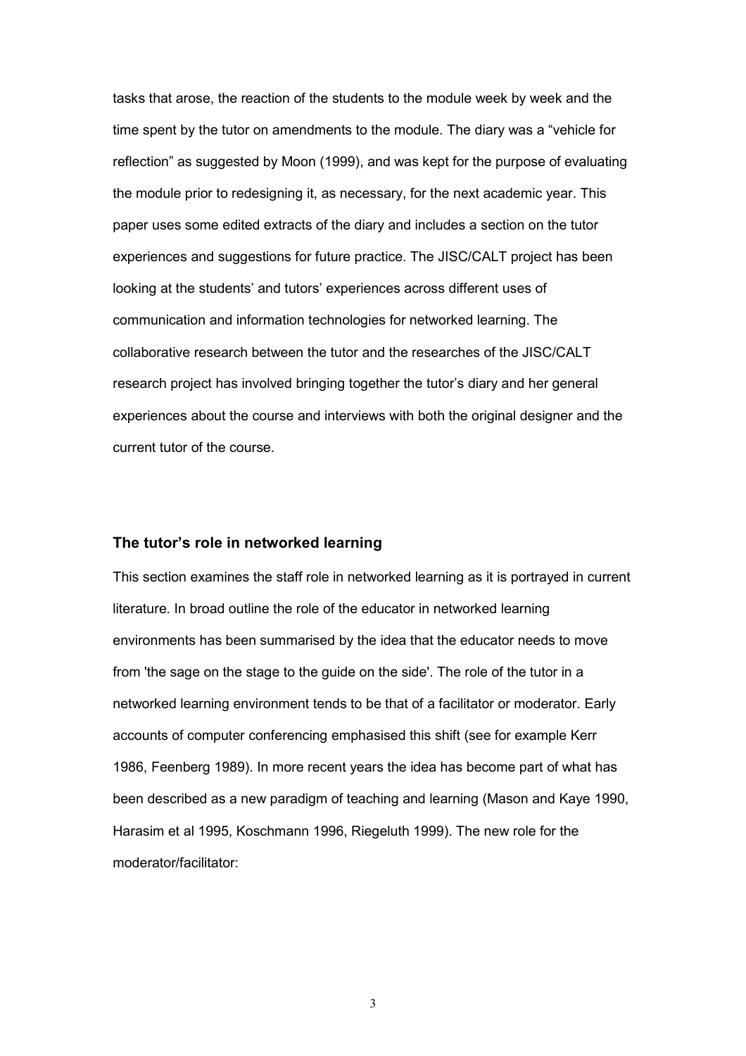tasks that arose, the reaction of the students to the module week by week and the time spent by the tutor on amendments to the module. The diary was a "vehicle for reflection" as suggested by Moon (1999), and was kept for the purpose of evaluating the module prior to redesigning it, as necessary, for the next academic year. This paper uses some edited extracts of the diary and includes a section on the tutor experiences and suggestions for future practice. The JISC/CALT project has been looking at the students' and tutors' experiences across different uses of communication and information technologies for networked learning. The collaborative research between the tutor and the researches of the JISC/CALT research project has involved bringing together the tutor's diary and her general experiences about the course and interviews with both the original designer and the current tutor of the course.

## The tutor's role in networked learning

This section examines the staff role in networked learning as it is portrayed in current literature. In broad outline the role of the educator in networked learning environments has been summarised by the idea that the educator needs to move from 'the sage on the stage to the guide on the side'. The role of the tutor in a networked learning environment tends to be that of a facilitator or moderator. Early accounts of computer conferencing emphasised this shift (see for example Kerr 1986, Feenberg 1989). In more recent years the idea has become part of what has been described as a new paradigm of teaching and learning (Mason and Kaye 1990, Harasim et al 1995, Koschmann 1996, Riegeluth 1999). The new role for the moderator/facilitator: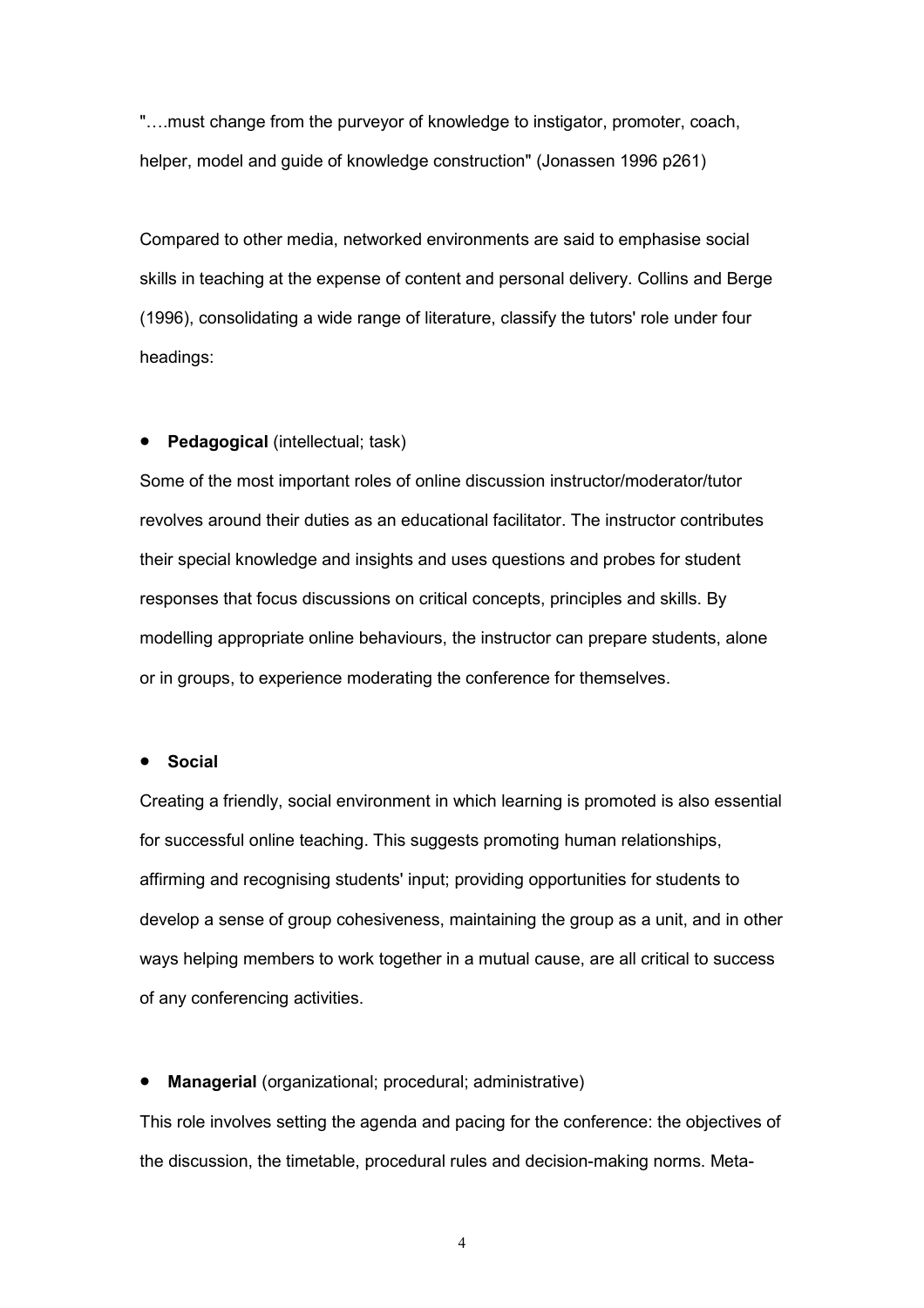"….must change from the purveyor of knowledge to instigator, promoter, coach, helper, model and guide of knowledge construction" (Jonassen 1996 p261)

Compared to other media, networked environments are said to emphasise social skills in teaching at the expense of content and personal delivery. Collins and Berge (1996), consolidating a wide range of literature, classify the tutors' role under four headings:

- **Pedagogical** (intellectual; task)

Some of the most important roles of online discussion instructor/moderator/tutor revolves around their duties as an educational facilitator. The instructor contributes their special knowledge and insights and uses questions and probes for student responses that focus discussions on critical concepts, principles and skills. By modelling appropriate online behaviours, the instructor can prepare students, alone or in groups, to experience moderating the conference for themselves.

- **Social**

Creating a friendly, social environment in which learning is promoted is also essential for successful online teaching. This suggests promoting human relationships, affirming and recognising students' input; providing opportunities for students to develop a sense of group cohesiveness, maintaining the group as a unit, and in other ways helping members to work together in a mutual cause, are all critical to success of any conferencing activities.

- **Managerial** (organizational; procedural; administrative)

This role involves setting the agenda and pacing for the conference: the objectives of the discussion, the timetable, procedural rules and decision-making norms. Meta-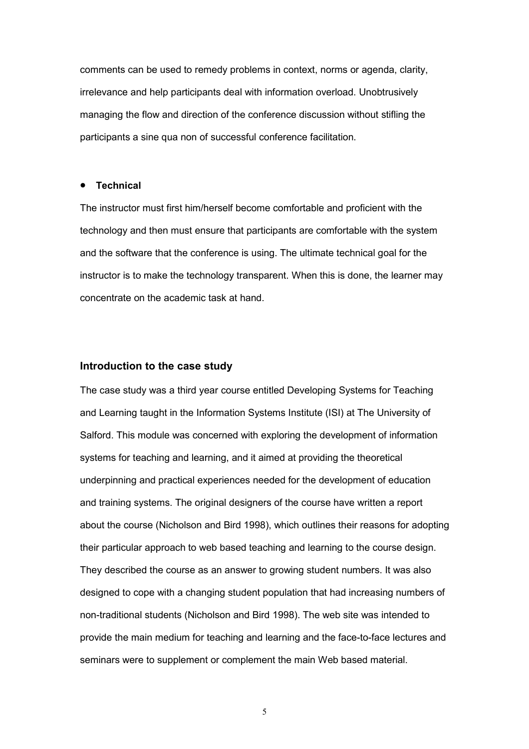comments can be used to remedy problems in context, norms or agenda, clarity, irrelevance and help participants deal with information overload. Unobtrusively managing the flow and direction of the conference discussion without stifling the participants a sine qua non of successful conference facilitation.

- **Technical**

The instructor must first him/herself become comfortable and proficient with the technology and then must ensure that participants are comfortable with the system and the software that the conference is using. The ultimate technical goal for the instructor is to make the technology transparent. When this is done, the learner may concentrate on the academic task at hand.

### Introduction to the case study

The case study was a third year course entitled Developing Systems for Teaching and Learning taught in the Information Systems Institute (ISI) at The University of Salford. This module was concerned with exploring the development of information systems for teaching and learning, and it aimed at providing the theoretical underpinning and practical experiences needed for the development of education and training systems. The original designers of the course have written a report about the course (Nicholson and Bird 1998), which outlines their reasons for adopting their particular approach to web based teaching and learning to the course design. They described the course as an answer to growing student numbers. It was also designed to cope with a changing student population that had increasing numbers of non-traditional students (Nicholson and Bird 1998). The web site was intended to provide the main medium for teaching and learning and the face-to-face lectures and seminars were to supplement or complement the main Web based material.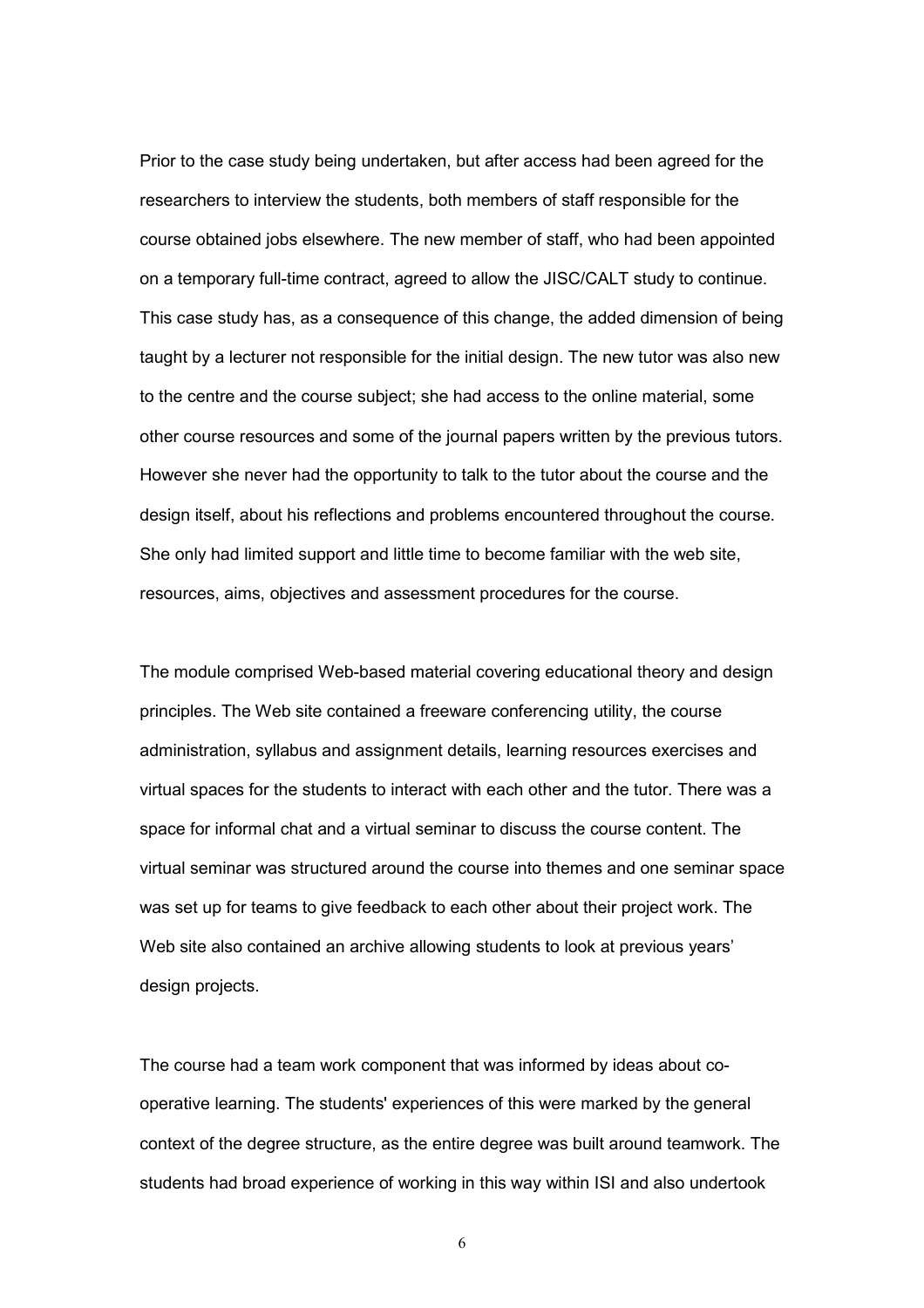Prior to the case study being undertaken, but after access had been agreed for the researchers to interview the students, both members of staff responsible for the course obtained jobs elsewhere. The new member of staff, who had been appointed on a temporary full-time contract, agreed to allow the JISC/CALT study to continue. This case study has, as a consequence of this change, the added dimension of being taught by a lecturer not responsible for the initial design. The new tutor was also new to the centre and the course subject; she had access to the online material, some other course resources and some of the journal papers written by the previous tutors. However she never had the opportunity to talk to the tutor about the course and the design itself, about his reflections and problems encountered throughout the course. She only had limited support and little time to become familiar with the web site, resources, aims, objectives and assessment procedures for the course.

The module comprised Web-based material covering educational theory and design principles. The Web site contained a freeware conferencing utility, the course administration, syllabus and assignment details, learning resources exercises and virtual spaces for the students to interact with each other and the tutor. There was a space for informal chat and a virtual seminar to discuss the course content. The virtual seminar was structured around the course into themes and one seminar space was set up for teams to give feedback to each other about their project work. The Web site also contained an archive allowing students to look at previous years' design projects.

The course had a team work component that was informed by ideas about co-operative learning. The students' experiences of this were marked by the general context of the degree structure, as the entire degree was built around teamwork. The students had broad experience of working in this way within ISI and also undertook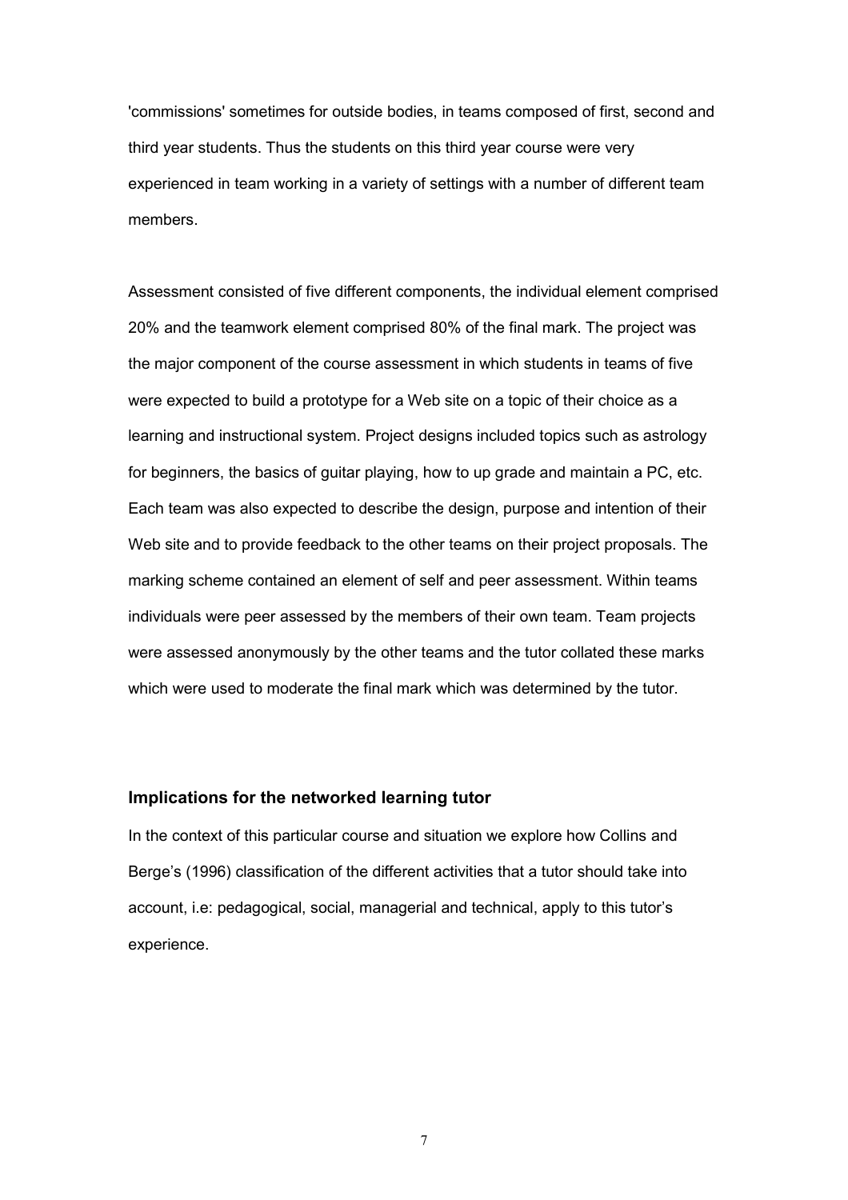'commissions' sometimes for outside bodies, in teams composed of first, second and third year students. Thus the students on this third year course were very experienced in team working in a variety of settings with a number of different team members.

Assessment consisted of five different components, the individual element comprised 20% and the teamwork element comprised 80% of the final mark. The project was the major component of the course assessment in which students in teams of five were expected to build a prototype for a Web site on a topic of their choice as a learning and instructional system. Project designs included topics such as astrology for beginners, the basics of guitar playing, how to up grade and maintain a PC, etc. Each team was also expected to describe the design, purpose and intention of their Web site and to provide feedback to the other teams on their project proposals. The marking scheme contained an element of self and peer assessment. Within teams individuals were peer assessed by the members of their own team. Team projects were assessed anonymously by the other teams and the tutor collated these marks which were used to moderate the final mark which was determined by the tutor.

### Implications for the networked learning tutor

In the context of this particular course and situation we explore how Collins and Berge's (1996) classification of the different activities that a tutor should take into account, i.e: pedagogical, social, managerial and technical, apply to this tutor's experience.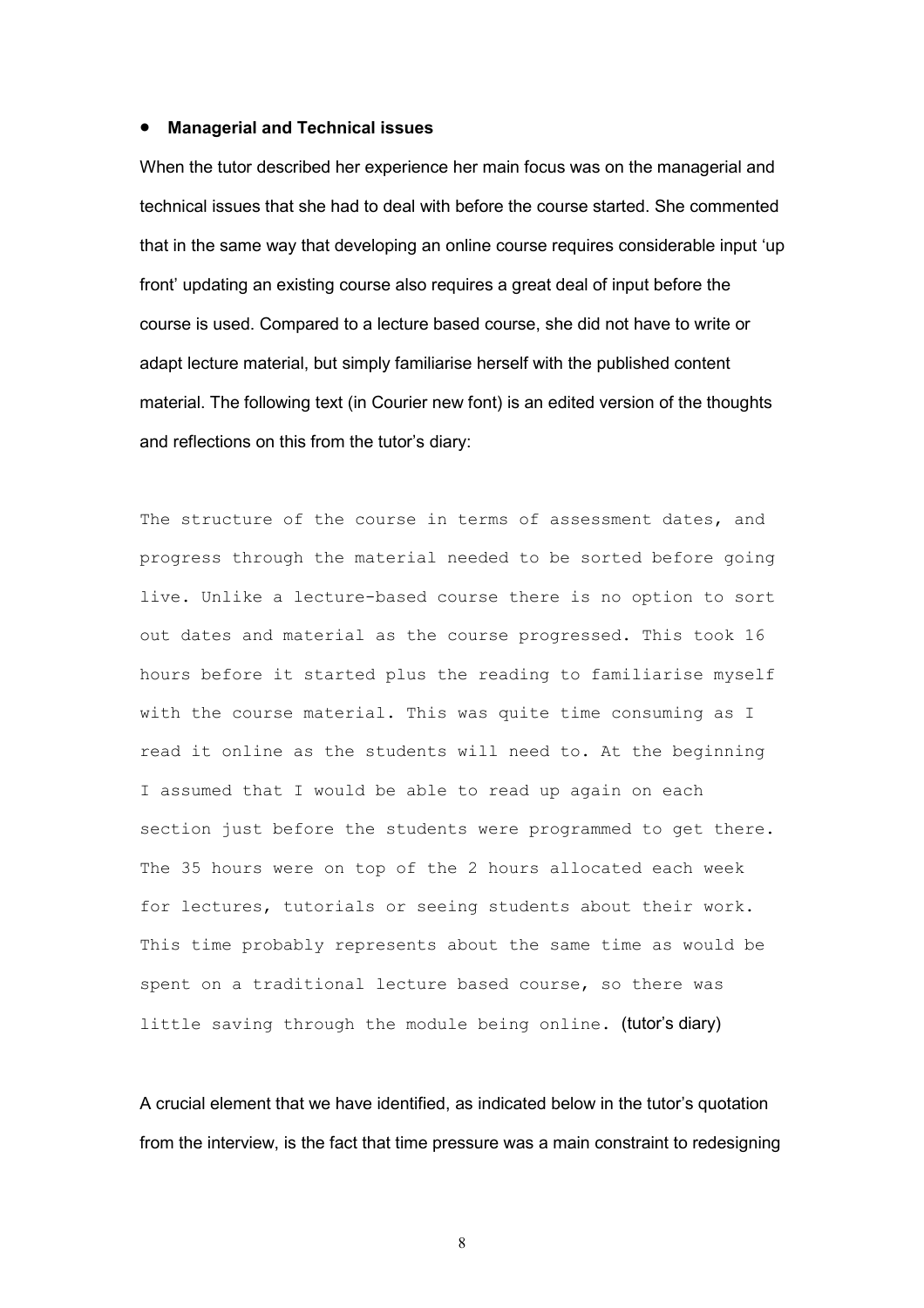- **Managerial and Technical issues**

When the tutor described her experience her main focus was on the managerial and technical issues that she had to deal with before the course started. She commented that in the same way that developing an online course requires considerable input 'up front' updating an existing course also requires a great deal of input before the course is used. Compared to a lecture based course, she did not have to write or adapt lecture material, but simply familiarise herself with the published content material. The following text (in Courier new font) is an edited version of the thoughts and reflections on this from the tutor's diary:

`The structure of the course in terms of assessment dates, and progress through the material needed to be sorted before going live. Unlike a lecture-based course there is no option to sort out dates and material as the course progressed. This took 16 hours before it started plus the reading to familiarise myself with the course material. This was quite time consuming as I read it online as the students will need to. At the beginning I assumed that I would be able to read up again on each section just before the students were programmed to get there. The 35 hours were on top of the 2 hours allocated each week for lectures, tutorials or seeing students about their work. This time probably represents about the same time as would be spent on a traditional lecture based course, so there was little saving through the module being online.` (tutor's diary)

A crucial element that we have identified, as indicated below in the tutor's quotation from the interview, is the fact that time pressure was a main constraint to redesigning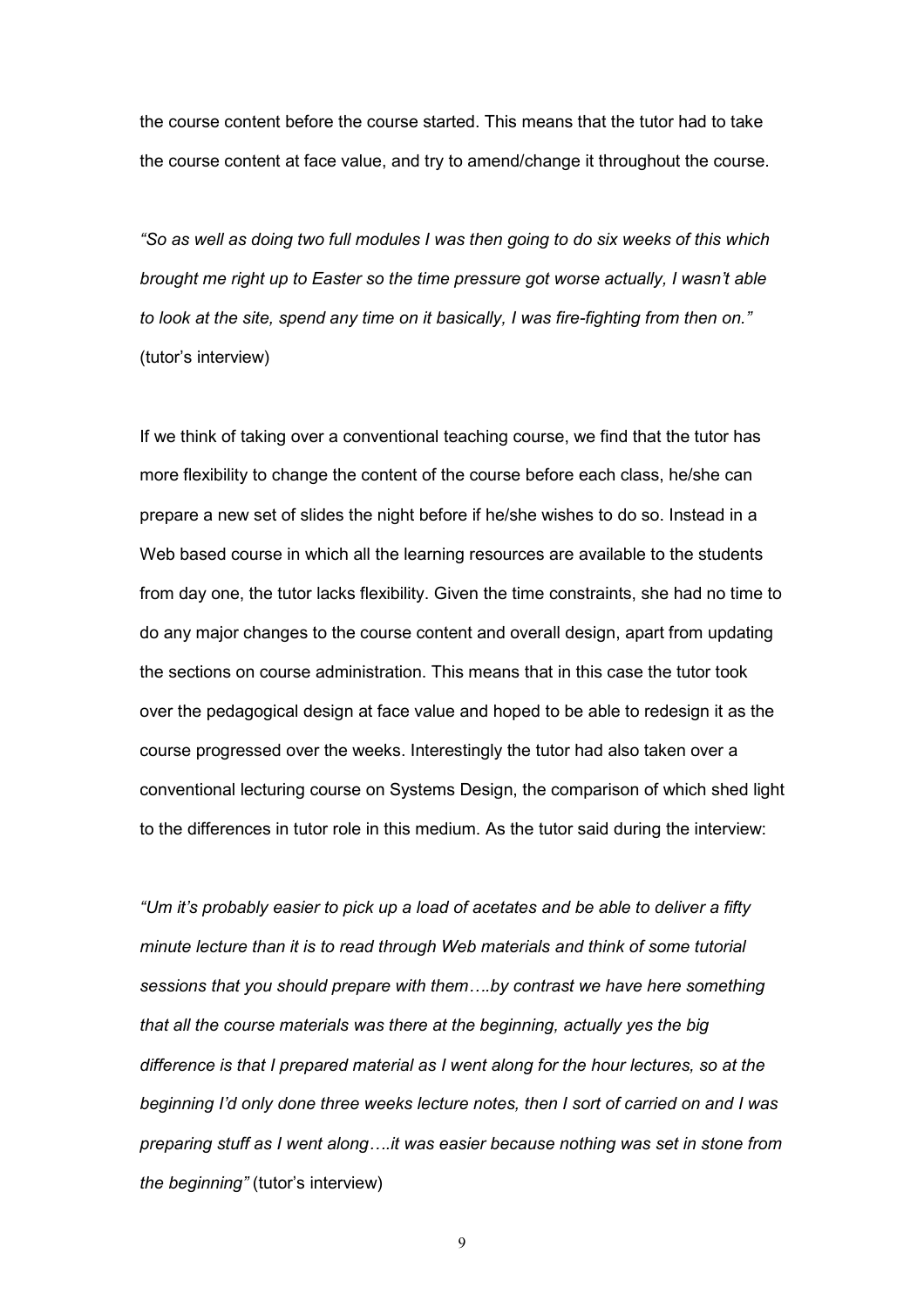the course content before the course started. This means that the tutor had to take the course content at face value, and try to amend/change it throughout the course.

*"So as well as doing two full modules I was then going to do six weeks of this which brought me right up to Easter so the time pressure got worse actually, I wasn't able to look at the site, spend any time on it basically, I was fire-fighting from then on."* (tutor's interview)

If we think of taking over a conventional teaching course, we find that the tutor has more flexibility to change the content of the course before each class, he/she can prepare a new set of slides the night before if he/she wishes to do so. Instead in a Web based course in which all the learning resources are available to the students from day one, the tutor lacks flexibility. Given the time constraints, she had no time to do any major changes to the course content and overall design, apart from updating the sections on course administration. This means that in this case the tutor took over the pedagogical design at face value and hoped to be able to redesign it as the course progressed over the weeks. Interestingly the tutor had also taken over a conventional lecturing course on Systems Design, the comparison of which shed light to the differences in tutor role in this medium. As the tutor said during the interview:

*"Um it's probably easier to pick up a load of acetates and be able to deliver a fifty minute lecture than it is to read through Web materials and think of some tutorial sessions that you should prepare with them….by contrast we have here something that all the course materials was there at the beginning, actually yes the big difference is that I prepared material as I went along for the hour lectures, so at the beginning I'd only done three weeks lecture notes, then I sort of carried on and I was preparing stuff as I went along….it was easier because nothing was set in stone from the beginning"* (tutor's interview)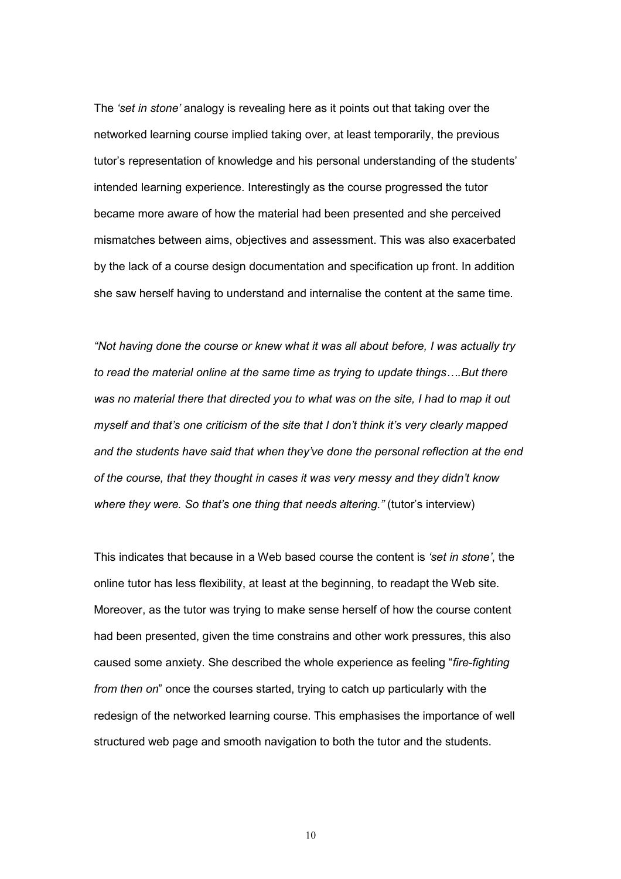The *'set in stone'* analogy is revealing here as it points out that taking over the networked learning course implied taking over, at least temporarily, the previous tutor's representation of knowledge and his personal understanding of the students' intended learning experience. Interestingly as the course progressed the tutor became more aware of how the material had been presented and she perceived mismatches between aims, objectives and assessment. This was also exacerbated by the lack of a course design documentation and specification up front. In addition she saw herself having to understand and internalise the content at the same time.

*"Not having done the course or knew what it was all about before, I was actually try to read the material online at the same time as trying to update things….But there was no material there that directed you to what was on the site, I had to map it out myself and that's one criticism of the site that I don't think it's very clearly mapped and the students have said that when they've done the personal reflection at the end of the course, that they thought in cases it was very messy and they didn't know where they were. So that's one thing that needs altering."* (tutor's interview)

This indicates that because in a Web based course the content is *'set in stone'*, the online tutor has less flexibility, at least at the beginning, to readapt the Web site. Moreover, as the tutor was trying to make sense herself of how the course content had been presented, given the time constrains and other work pressures, this also caused some anxiety. She described the whole experience as feeling "*fire-fighting from then on*" once the courses started, trying to catch up particularly with the redesign of the networked learning course. This emphasises the importance of well structured web page and smooth navigation to both the tutor and the students.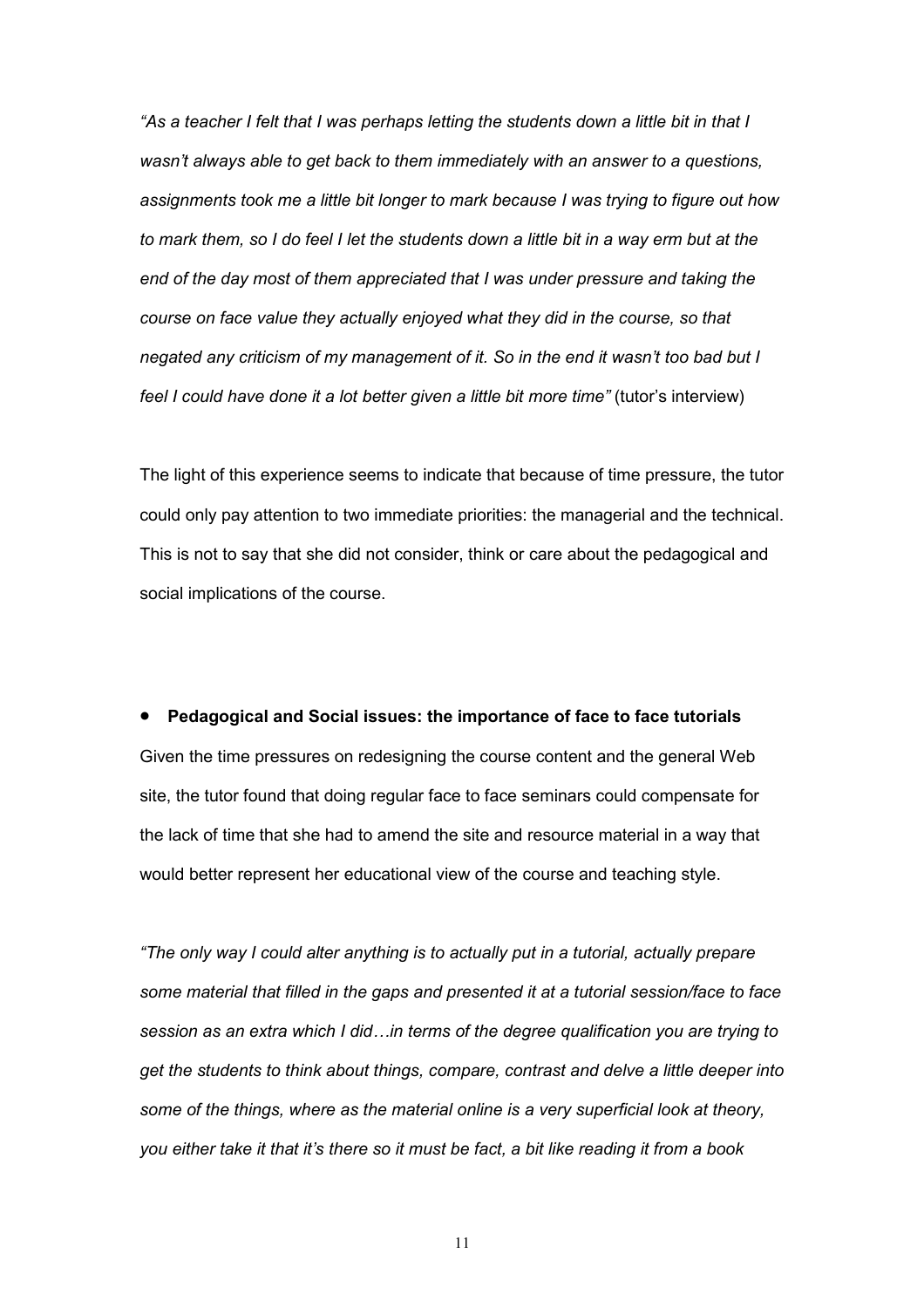*"As a teacher I felt that I was perhaps letting the students down a little bit in that I wasn't always able to get back to them immediately with an answer to a questions, assignments took me a little bit longer to mark because I was trying to figure out how to mark them, so I do feel I let the students down a little bit in a way erm but at the end of the day most of them appreciated that I was under pressure and taking the course on face value they actually enjoyed what they did in the course, so that negated any criticism of my management of it. So in the end it wasn't too bad but I feel I could have done it a lot better given a little bit more time"* (tutor's interview)

The light of this experience seems to indicate that because of time pressure, the tutor could only pay attention to two immediate priorities: the managerial and the technical. This is not to say that she did not consider, think or care about the pedagogical and social implications of the course.

- **Pedagogical and Social issues: the importance of face to face tutorials**

Given the time pressures on redesigning the course content and the general Web site, the tutor found that doing regular face to face seminars could compensate for the lack of time that she had to amend the site and resource material in a way that would better represent her educational view of the course and teaching style.

*"The only way I could alter anything is to actually put in a tutorial, actually prepare some material that filled in the gaps and presented it at a tutorial session/face to face session as an extra which I did…in terms of the degree qualification you are trying to get the students to think about things, compare, contrast and delve a little deeper into some of the things, where as the material online is a very superficial look at theory, you either take it that it's there so it must be fact, a bit like reading it from a book*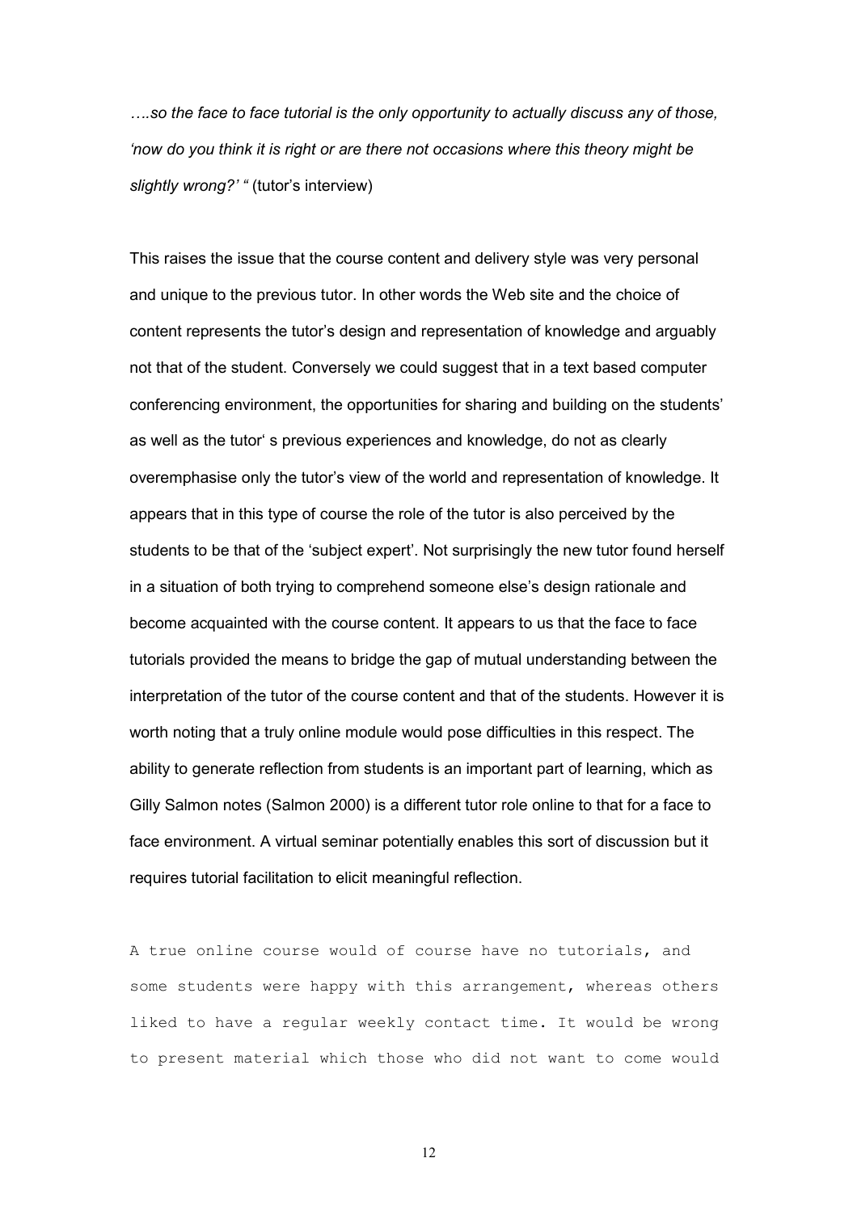*….so the face to face tutorial is the only opportunity to actually discuss any of those, 'now do you think it is right or are there not occasions where this theory might be slightly wrong?'* " (tutor's interview)

This raises the issue that the course content and delivery style was very personal and unique to the previous tutor. In other words the Web site and the choice of content represents the tutor's design and representation of knowledge and arguably not that of the student. Conversely we could suggest that in a text based computer conferencing environment, the opportunities for sharing and building on the students' as well as the tutor' s previous experiences and knowledge, do not as clearly overemphasise only the tutor's view of the world and representation of knowledge. It appears that in this type of course the role of the tutor is also perceived by the students to be that of the 'subject expert'. Not surprisingly the new tutor found herself in a situation of both trying to comprehend someone else's design rationale and become acquainted with the course content. It appears to us that the face to face tutorials provided the means to bridge the gap of mutual understanding between the interpretation of the tutor of the course content and that of the students. However it is worth noting that a truly online module would pose difficulties in this respect. The ability to generate reflection from students is an important part of learning, which as Gilly Salmon notes (Salmon 2000) is a different tutor role online to that for a face to face environment. A virtual seminar potentially enables this sort of discussion but it requires tutorial facilitation to elicit meaningful reflection.

A true online course would of course have no tutorials, and some students were happy with this arrangement, whereas others liked to have a regular weekly contact time. It would be wrong to present material which those who did not want to come would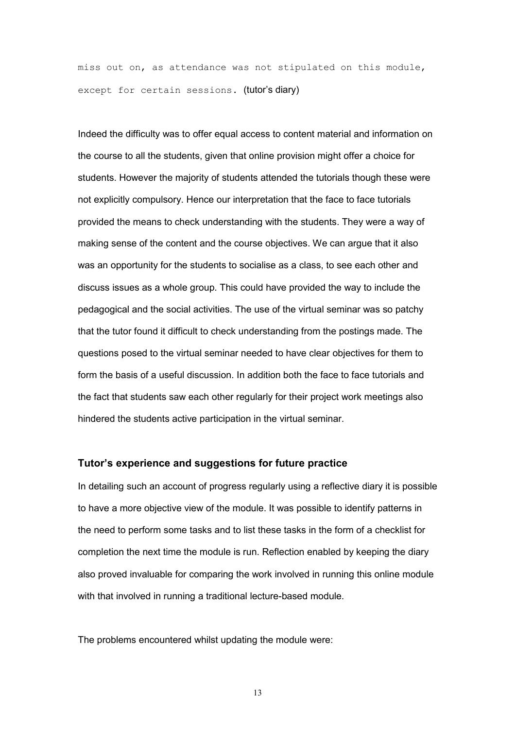miss out on, as attendance was not stipulated on this module, except for certain sessions. (tutor's diary)

Indeed the difficulty was to offer equal access to content material and information on the course to all the students, given that online provision might offer a choice for students. However the majority of students attended the tutorials though these were not explicitly compulsory. Hence our interpretation that the face to face tutorials provided the means to check understanding with the students. They were a way of making sense of the content and the course objectives. We can argue that it also was an opportunity for the students to socialise as a class, to see each other and discuss issues as a whole group. This could have provided the way to include the pedagogical and the social activities. The use of the virtual seminar was so patchy that the tutor found it difficult to check understanding from the postings made. The questions posed to the virtual seminar needed to have clear objectives for them to form the basis of a useful discussion. In addition both the face to face tutorials and the fact that students saw each other regularly for their project work meetings also hindered the students active participation in the virtual seminar.

### Tutor's experience and suggestions for future practice

In detailing such an account of progress regularly using a reflective diary it is possible to have a more objective view of the module. It was possible to identify patterns in the need to perform some tasks and to list these tasks in the form of a checklist for completion the next time the module is run. Reflection enabled by keeping the diary also proved invaluable for comparing the work involved in running this online module with that involved in running a traditional lecture-based module.

The problems encountered whilst updating the module were: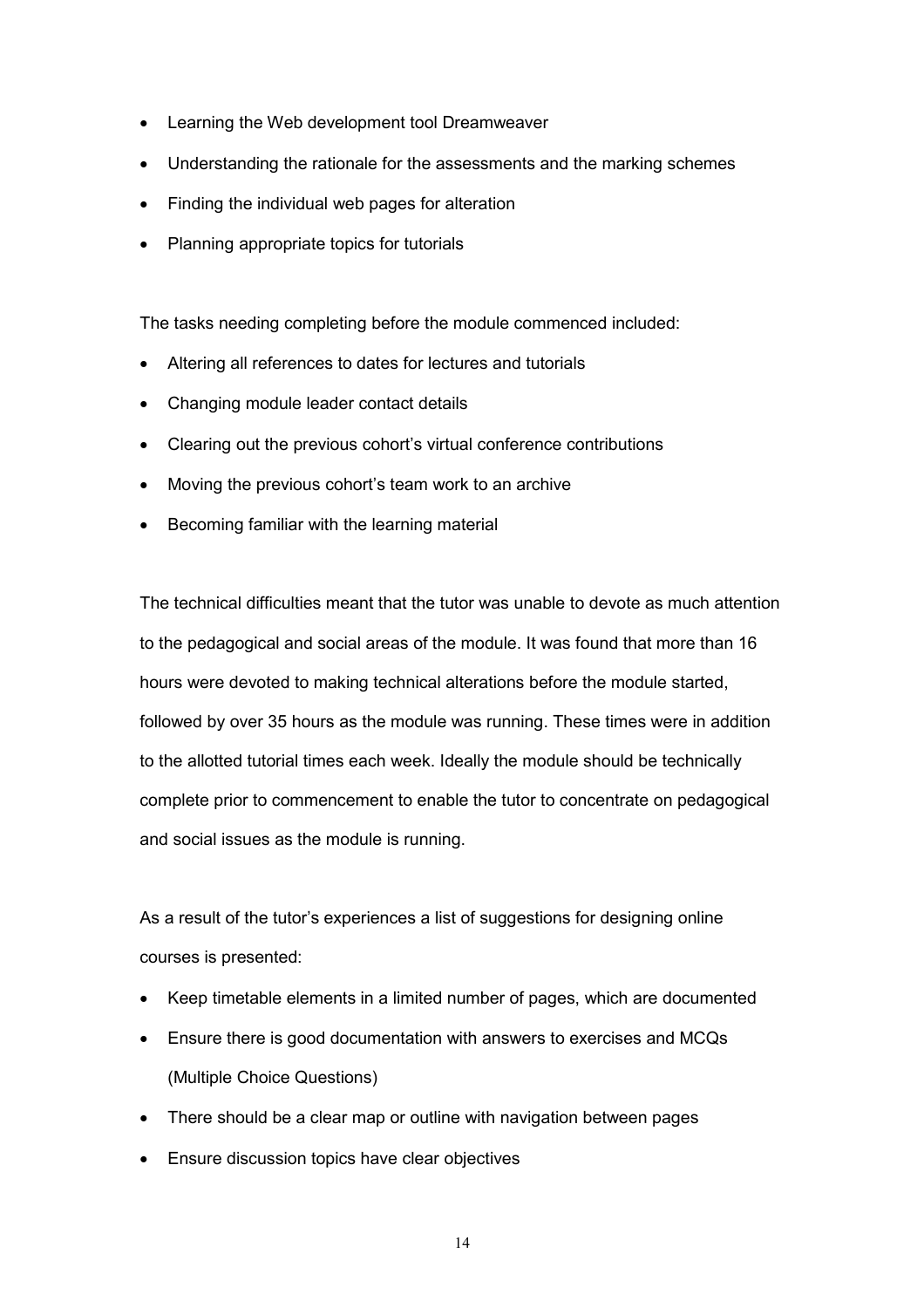- Learning the Web development tool Dreamweaver
- Understanding the rationale for the assessments and the marking schemes
- Finding the individual web pages for alteration
- Planning appropriate topics for tutorials

The tasks needing completing before the module commenced included:

- Altering all references to dates for lectures and tutorials
- Changing module leader contact details
- Clearing out the previous cohort's virtual conference contributions
- Moving the previous cohort's team work to an archive
- Becoming familiar with the learning material

The technical difficulties meant that the tutor was unable to devote as much attention to the pedagogical and social areas of the module. It was found that more than 16 hours were devoted to making technical alterations before the module started, followed by over 35 hours as the module was running. These times were in addition to the allotted tutorial times each week. Ideally the module should be technically complete prior to commencement to enable the tutor to concentrate on pedagogical and social issues as the module is running.

As a result of the tutor's experiences a list of suggestions for designing online courses is presented:

- Keep timetable elements in a limited number of pages, which are documented
- Ensure there is good documentation with answers to exercises and MCQs (Multiple Choice Questions)
- There should be a clear map or outline with navigation between pages
- Ensure discussion topics have clear objectives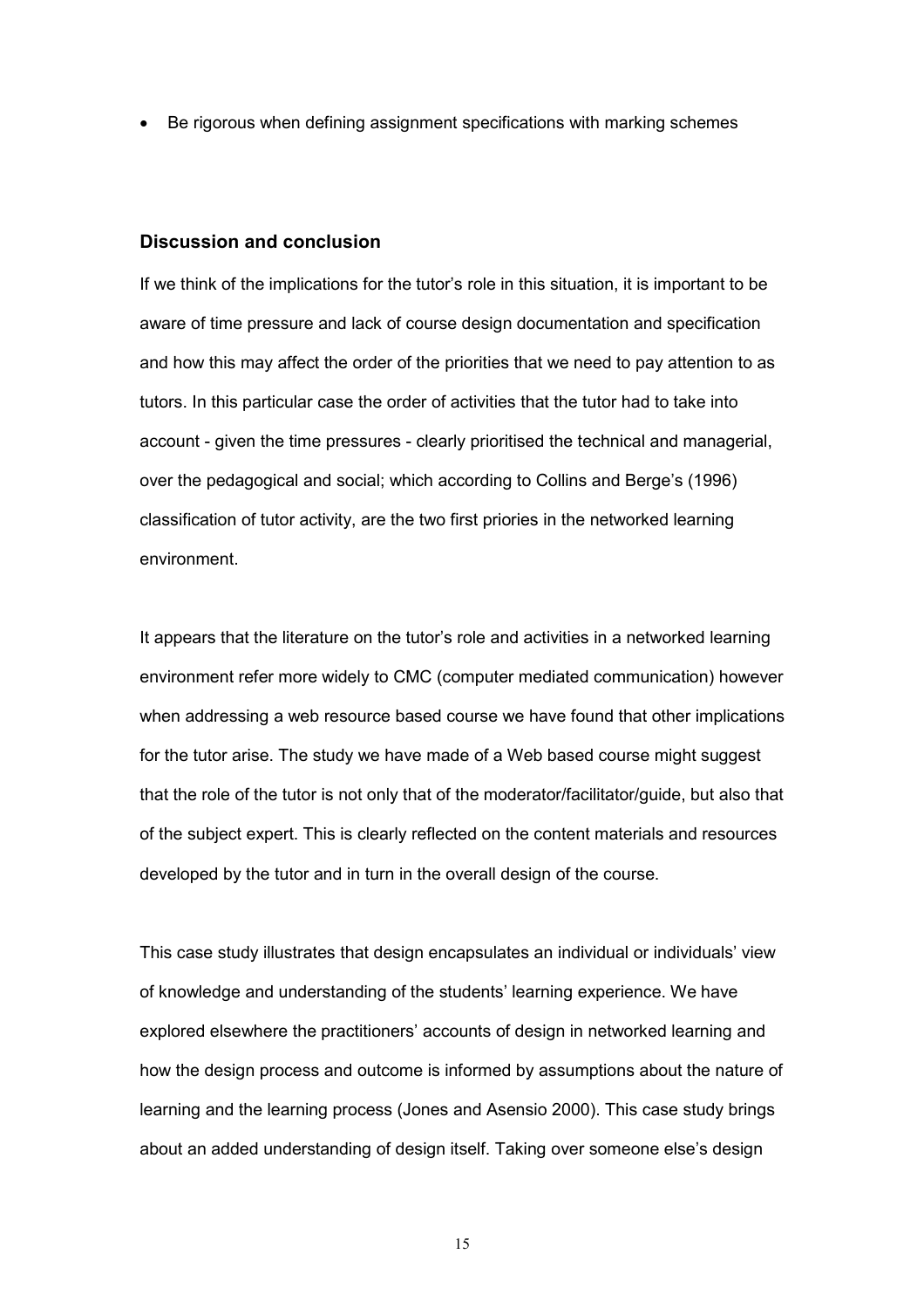- Be rigorous when defining assignment specifications with marking schemes

### Discussion and conclusion

If we think of the implications for the tutor's role in this situation, it is important to be aware of time pressure and lack of course design documentation and specification and how this may affect the order of the priorities that we need to pay attention to as tutors. In this particular case the order of activities that the tutor had to take into account - given the time pressures - clearly prioritised the technical and managerial, over the pedagogical and social; which according to Collins and Berge's (1996) classification of tutor activity, are the two first priories in the networked learning environment.

It appears that the literature on the tutor's role and activities in a networked learning environment refer more widely to CMC (computer mediated communication) however when addressing a web resource based course we have found that other implications for the tutor arise. The study we have made of a Web based course might suggest that the role of the tutor is not only that of the moderator/facilitator/guide, but also that of the subject expert. This is clearly reflected on the content materials and resources developed by the tutor and in turn in the overall design of the course.

This case study illustrates that design encapsulates an individual or individuals' view of knowledge and understanding of the students' learning experience. We have explored elsewhere the practitioners' accounts of design in networked learning and how the design process and outcome is informed by assumptions about the nature of learning and the learning process (Jones and Asensio 2000). This case study brings about an added understanding of design itself. Taking over someone else's design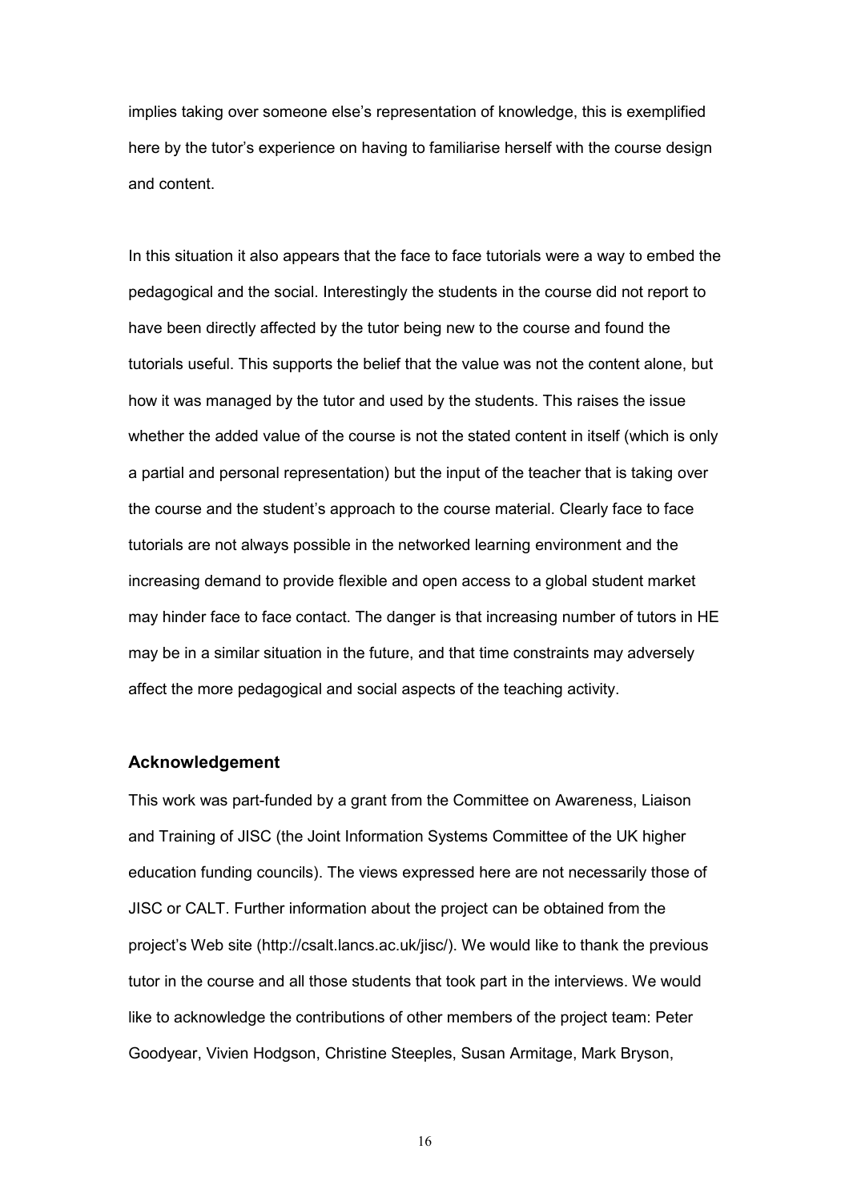implies taking over someone else's representation of knowledge, this is exemplified here by the tutor's experience on having to familiarise herself with the course design and content.

In this situation it also appears that the face to face tutorials were a way to embed the pedagogical and the social. Interestingly the students in the course did not report to have been directly affected by the tutor being new to the course and found the tutorials useful. This supports the belief that the value was not the content alone, but how it was managed by the tutor and used by the students. This raises the issue whether the added value of the course is not the stated content in itself (which is only a partial and personal representation) but the input of the teacher that is taking over the course and the student's approach to the course material. Clearly face to face tutorials are not always possible in the networked learning environment and the increasing demand to provide flexible and open access to a global student market may hinder face to face contact. The danger is that increasing number of tutors in HE may be in a similar situation in the future, and that time constraints may adversely affect the more pedagogical and social aspects of the teaching activity.

### Acknowledgement

This work was part-funded by a grant from the Committee on Awareness, Liaison and Training of JISC (the Joint Information Systems Committee of the UK higher education funding councils). The views expressed here are not necessarily those of JISC or CALT. Further information about the project can be obtained from the project's Web site (http://csalt.lancs.ac.uk/jisc/). We would like to thank the previous tutor in the course and all those students that took part in the interviews. We would like to acknowledge the contributions of other members of the project team: Peter Goodyear, Vivien Hodgson, Christine Steeples, Susan Armitage, Mark Bryson,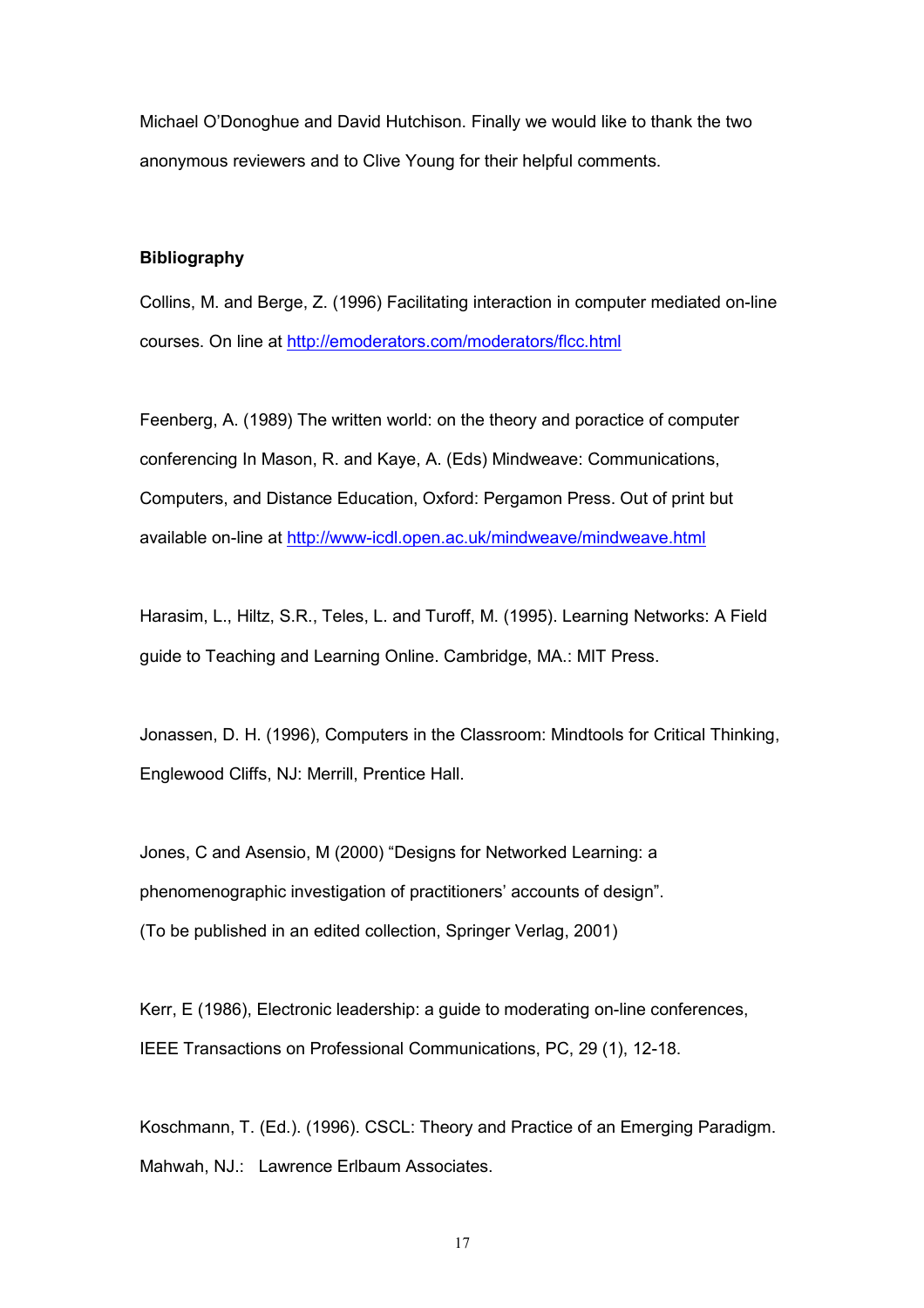Michael O'Donoghue and David Hutchison. Finally we would like to thank the two anonymous reviewers and to Clive Young for their helpful comments.

**Bibliography**

Collins, M. and Berge, Z. (1996) Facilitating interaction in computer mediated on-line courses. On line at http://emoderators.com/moderators/flcc.html

Feenberg, A. (1989) The written world: on the theory and poractice of computer conferencing In Mason, R. and Kaye, A. (Eds) Mindweave: Communications, Computers, and Distance Education, Oxford: Pergamon Press. Out of print but available on-line at http://www-icdl.open.ac.uk/mindweave/mindweave.html

Harasim, L., Hiltz, S.R., Teles, L. and Turoff, M. (1995). Learning Networks: A Field guide to Teaching and Learning Online. Cambridge, MA.: MIT Press.

Jonassen, D. H. (1996), Computers in the Classroom: Mindtools for Critical Thinking, Englewood Cliffs, NJ: Merrill, Prentice Hall.

Jones, C and Asensio, M (2000) "Designs for Networked Learning: a phenomenographic investigation of practitioners' accounts of design". (To be published in an edited collection, Springer Verlag, 2001)

Kerr, E (1986), Electronic leadership: a guide to moderating on-line conferences, IEEE Transactions on Professional Communications, PC, 29 (1), 12-18.

Koschmann, T. (Ed.). (1996). CSCL: Theory and Practice of an Emerging Paradigm. Mahwah, NJ.: Lawrence Erlbaum Associates.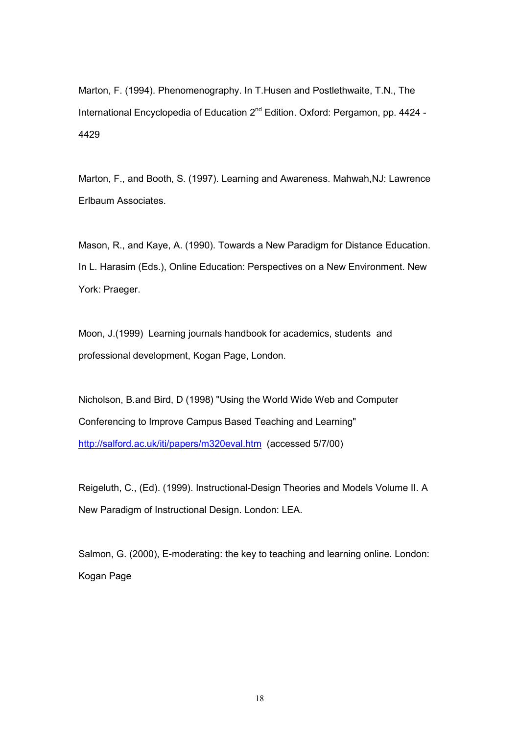Marton, F. (1994). Phenomenography. In T.Husen and Postlethwaite, T.N., The International Encyclopedia of Education 2nd Edition. Oxford: Pergamon, pp. 4424 - 4429

Marton, F., and Booth, S. (1997). Learning and Awareness. Mahwah,NJ: Lawrence Erlbaum Associates.

Mason, R., and Kaye, A. (1990). Towards a New Paradigm for Distance Education. In L. Harasim (Eds.), Online Education: Perspectives on a New Environment. New York: Praeger.

Moon, J.(1999) Learning journals handbook for academics, students and professional development, Kogan Page, London.

Nicholson, B.and Bird, D (1998) "Using the World Wide Web and Computer Conferencing to Improve Campus Based Teaching and Learning" [http://salford.ac.uk/iti/papers/m320eval.htm](http://salford.ac.uk/iti/papers/m320eval.htm) (accessed 5/7/00)

Reigeluth, C., (Ed). (1999). Instructional-Design Theories and Models Volume II. A New Paradigm of Instructional Design. London: LEA.

Salmon, G. (2000), E-moderating: the key to teaching and learning online. London: Kogan Page